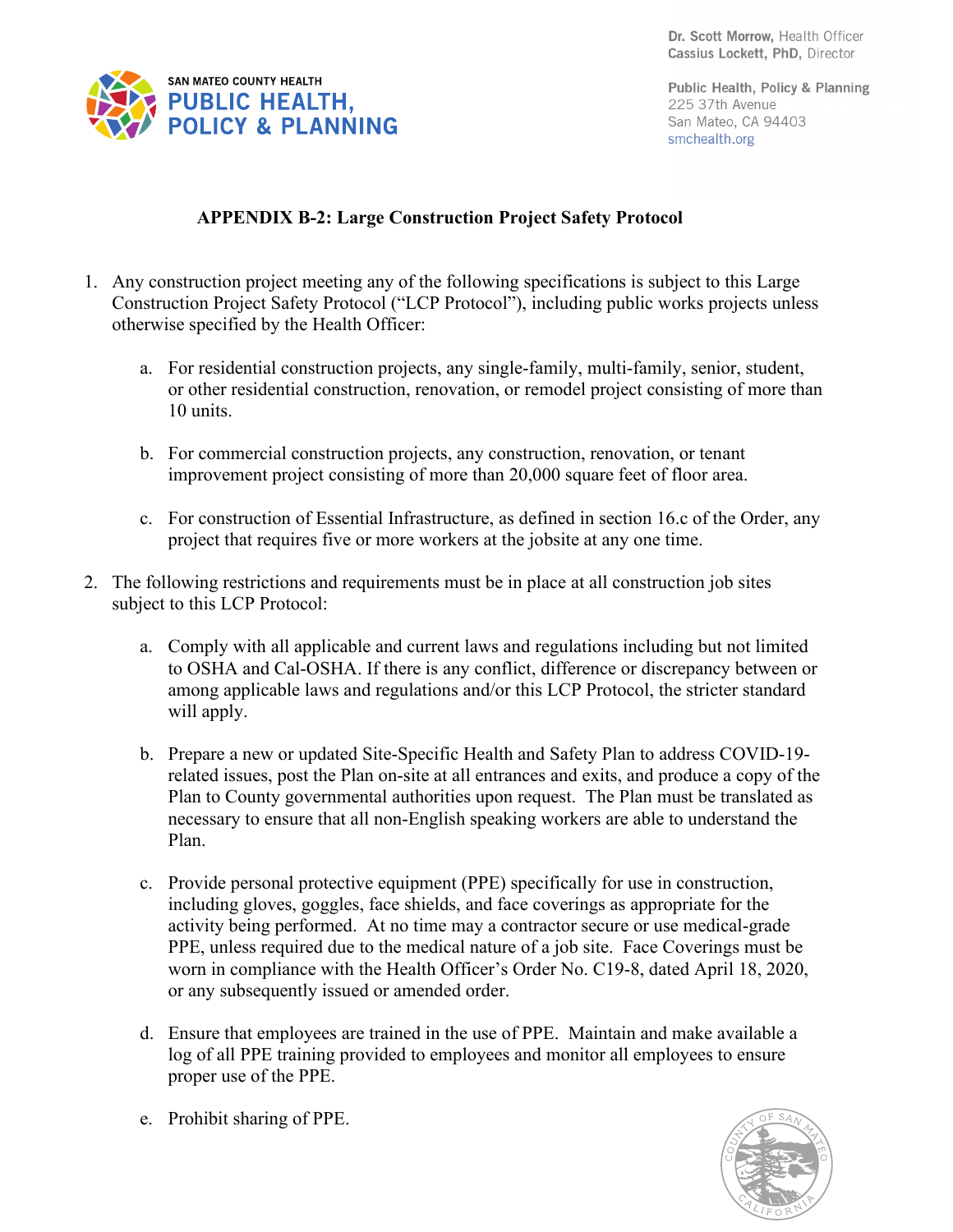Dr. Scott Morrow, Health Officer
Cassius Lockett, PhD, Director

SAN MATEO COUNTY HEALTH
PUBLIC HEALTH, POLICY & PLANNING

Public Health, Policy & Planning
225 37th Avenue
San Mateo, CA 94403
smchealth.org

## APPENDIX B-2: Large Construction Project Safety Protocol

1. Any construction project meeting any of the following specifications is subject to this Large Construction Project Safety Protocol ("LCP Protocol"), including public works projects unless otherwise specified by the Health Officer:

   a. For residential construction projects, any single-family, multi-family, senior, student, or other residential construction, renovation, or remodel project consisting of more than 10 units.

   b. For commercial construction projects, any construction, renovation, or tenant improvement project consisting of more than 20,000 square feet of floor area.

   c. For construction of Essential Infrastructure, as defined in section 16.c of the Order, any project that requires five or more workers at the jobsite at any one time.

2. The following restrictions and requirements must be in place at all construction job sites subject to this LCP Protocol:

   a. Comply with all applicable and current laws and regulations including but not limited to OSHA and Cal-OSHA. If there is any conflict, difference or discrepancy between or among applicable laws and regulations and/or this LCP Protocol, the stricter standard will apply.

   b. Prepare a new or updated Site-Specific Health and Safety Plan to address COVID-19-related issues, post the Plan on-site at all entrances and exits, and produce a copy of the Plan to County governmental authorities upon request. The Plan must be translated as necessary to ensure that all non-English speaking workers are able to understand the Plan.

   c. Provide personal protective equipment (PPE) specifically for use in construction, including gloves, goggles, face shields, and face coverings as appropriate for the activity being performed. At no time may a contractor secure or use medical-grade PPE, unless required due to the medical nature of a job site. Face Coverings must be worn in compliance with the Health Officer's Order No. C19-8, dated April 18, 2020, or any subsequently issued or amended order.

   d. Ensure that employees are trained in the use of PPE. Maintain and make available a log of all PPE training provided to employees and monitor all employees to ensure proper use of the PPE.

   e. Prohibit sharing of PPE.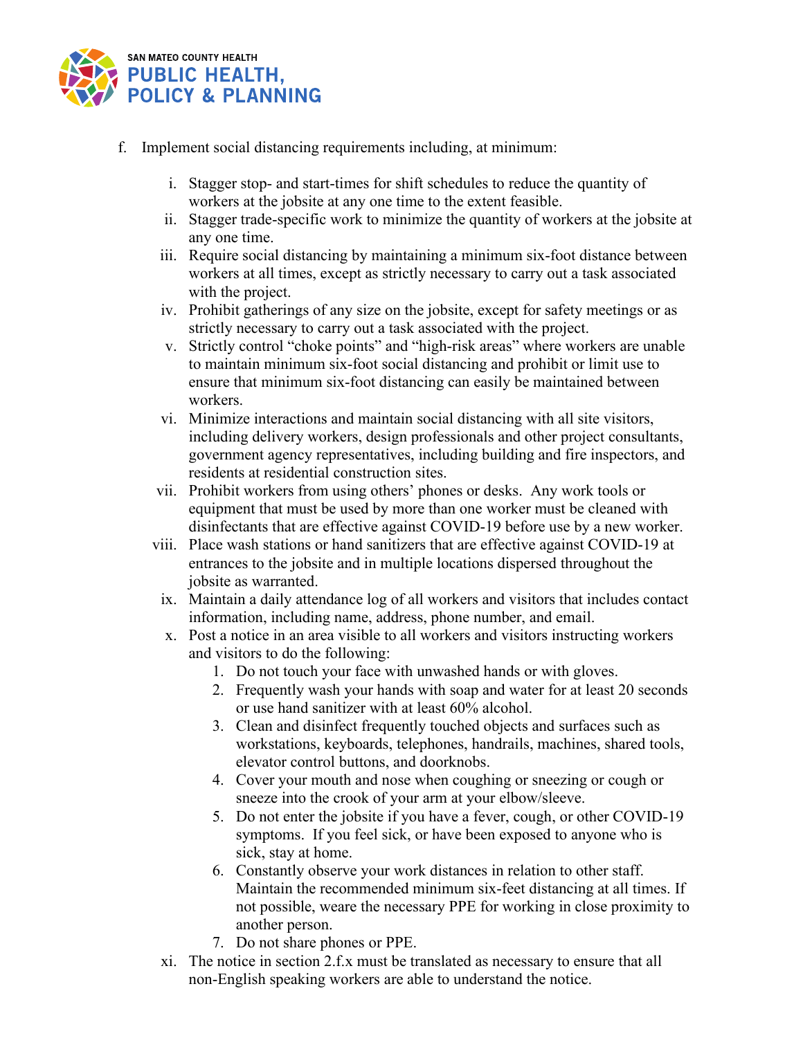f. Implement social distancing requirements including, at minimum:

   i. Stagger stop- and start-times for shift schedules to reduce the quantity of workers at the jobsite at any one time to the extent feasible.
   ii. Stagger trade-specific work to minimize the quantity of workers at the jobsite at any one time.
   iii. Require social distancing by maintaining a minimum six-foot distance between workers at all times, except as strictly necessary to carry out a task associated with the project.
   iv. Prohibit gatherings of any size on the jobsite, except for safety meetings or as strictly necessary to carry out a task associated with the project.
   v. Strictly control "choke points" and "high-risk areas" where workers are unable to maintain minimum six-foot social distancing and prohibit or limit use to ensure that minimum six-foot distancing can easily be maintained between workers.
   vi. Minimize interactions and maintain social distancing with all site visitors, including delivery workers, design professionals and other project consultants, government agency representatives, including building and fire inspectors, and residents at residential construction sites.
   vii. Prohibit workers from using others' phones or desks. Any work tools or equipment that must be used by more than one worker must be cleaned with disinfectants that are effective against COVID-19 before use by a new worker.
   viii. Place wash stations or hand sanitizers that are effective against COVID-19 at entrances to the jobsite and in multiple locations dispersed throughout the jobsite as warranted.
   ix. Maintain a daily attendance log of all workers and visitors that includes contact information, including name, address, phone number, and email.
   x. Post a notice in an area visible to all workers and visitors instructing workers and visitors to do the following:
      1. Do not touch your face with unwashed hands or with gloves.
      2. Frequently wash your hands with soap and water for at least 20 seconds or use hand sanitizer with at least 60% alcohol.
      3. Clean and disinfect frequently touched objects and surfaces such as workstations, keyboards, telephones, handrails, machines, shared tools, elevator control buttons, and doorknobs.
      4. Cover your mouth and nose when coughing or sneezing or cough or sneeze into the crook of your arm at your elbow/sleeve.
      5. Do not enter the jobsite if you have a fever, cough, or other COVID-19 symptoms. If you feel sick, or have been exposed to anyone who is sick, stay at home.
      6. Constantly observe your work distances in relation to other staff. Maintain the recommended minimum six-feet distancing at all times. If not possible, weare the necessary PPE for working in close proximity to another person.
      7. Do not share phones or PPE.
   xi. The notice in section 2.f.x must be translated as necessary to ensure that all non-English speaking workers are able to understand the notice.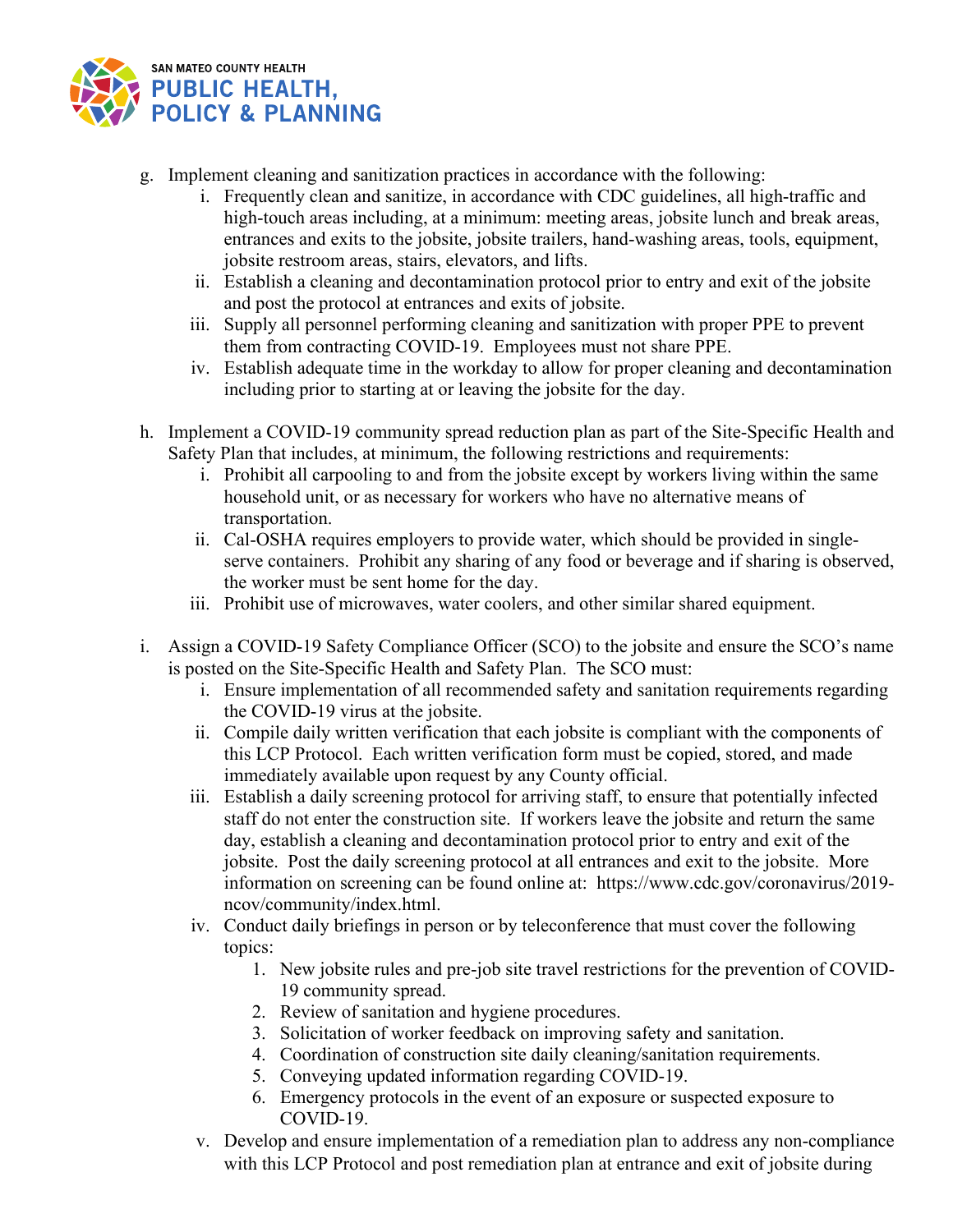g. Implement cleaning and sanitization practices in accordance with the following:
   i. Frequently clean and sanitize, in accordance with CDC guidelines, all high-traffic and high-touch areas including, at a minimum: meeting areas, jobsite lunch and break areas, entrances and exits to the jobsite, jobsite trailers, hand-washing areas, tools, equipment, jobsite restroom areas, stairs, elevators, and lifts.
   ii. Establish a cleaning and decontamination protocol prior to entry and exit of the jobsite and post the protocol at entrances and exits of jobsite.
   iii. Supply all personnel performing cleaning and sanitization with proper PPE to prevent them from contracting COVID-19. Employees must not share PPE.
   iv. Establish adequate time in the workday to allow for proper cleaning and decontamination including prior to starting at or leaving the jobsite for the day.

h. Implement a COVID-19 community spread reduction plan as part of the Site-Specific Health and Safety Plan that includes, at minimum, the following restrictions and requirements:
   i. Prohibit all carpooling to and from the jobsite except by workers living within the same household unit, or as necessary for workers who have no alternative means of transportation.
   ii. Cal-OSHA requires employers to provide water, which should be provided in single-serve containers. Prohibit any sharing of any food or beverage and if sharing is observed, the worker must be sent home for the day.
   iii. Prohibit use of microwaves, water coolers, and other similar shared equipment.

i. Assign a COVID-19 Safety Compliance Officer (SCO) to the jobsite and ensure the SCO's name is posted on the Site-Specific Health and Safety Plan. The SCO must:
   i. Ensure implementation of all recommended safety and sanitation requirements regarding the COVID-19 virus at the jobsite.
   ii. Compile daily written verification that each jobsite is compliant with the components of this LCP Protocol. Each written verification form must be copied, stored, and made immediately available upon request by any County official.
   iii. Establish a daily screening protocol for arriving staff, to ensure that potentially infected staff do not enter the construction site. If workers leave the jobsite and return the same day, establish a cleaning and decontamination protocol prior to entry and exit of the jobsite. Post the daily screening protocol at all entrances and exit to the jobsite. More information on screening can be found online at: https://www.cdc.gov/coronavirus/2019-ncov/community/index.html.
   iv. Conduct daily briefings in person or by teleconference that must cover the following topics:
      1. New jobsite rules and pre-job site travel restrictions for the prevention of COVID-19 community spread.
      2. Review of sanitation and hygiene procedures.
      3. Solicitation of worker feedback on improving safety and sanitation.
      4. Coordination of construction site daily cleaning/sanitation requirements.
      5. Conveying updated information regarding COVID-19.
      6. Emergency protocols in the event of an exposure or suspected exposure to COVID-19.
   v. Develop and ensure implementation of a remediation plan to address any non-compliance with this LCP Protocol and post remediation plan at entrance and exit of jobsite during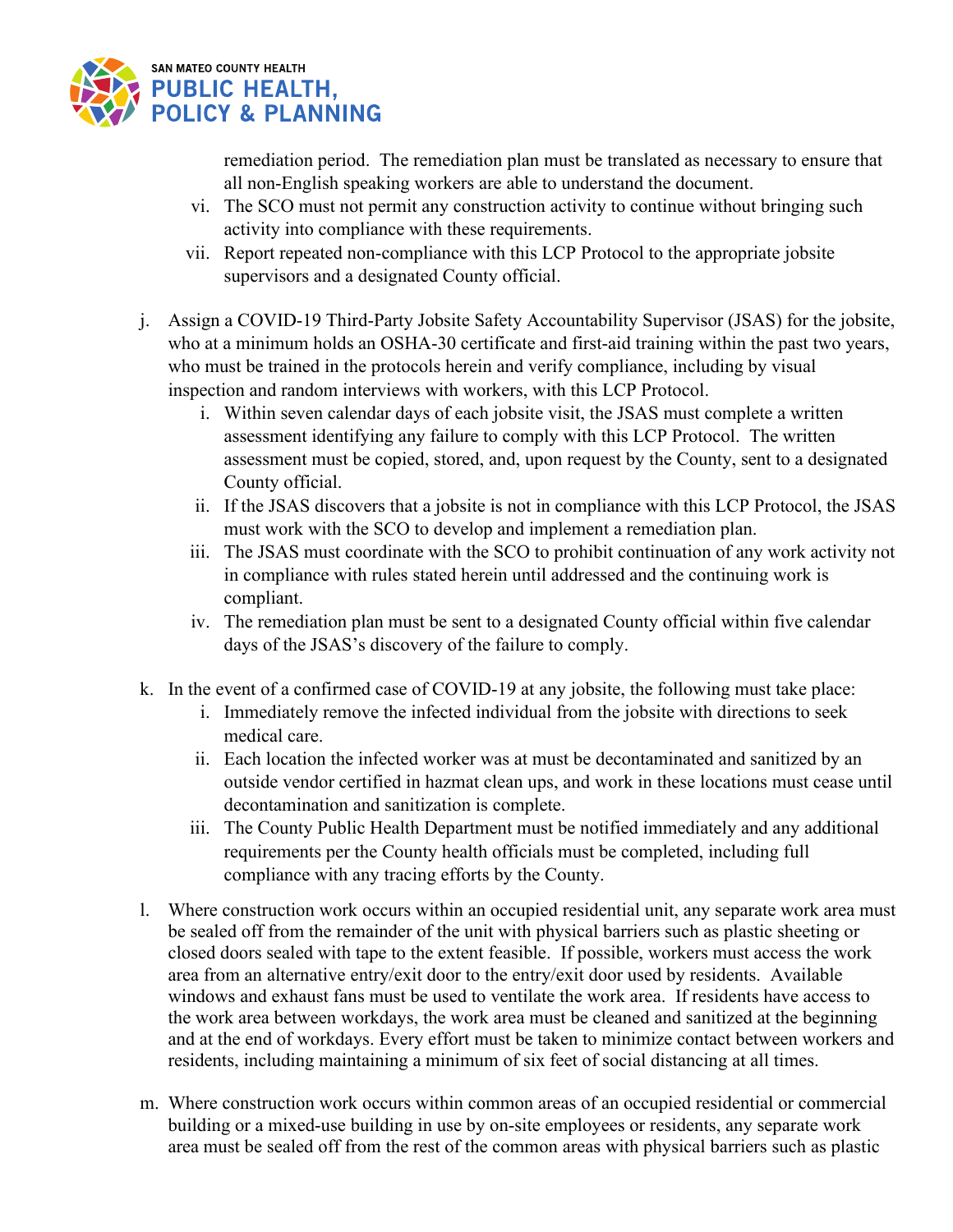remediation period. The remediation plan must be translated as necessary to ensure that all non-English speaking workers are able to understand the document.

   vi. The SCO must not permit any construction activity to continue without bringing such activity into compliance with these requirements.

   vii. Report repeated non-compliance with this LCP Protocol to the appropriate jobsite supervisors and a designated County official.

j. Assign a COVID-19 Third-Party Jobsite Safety Accountability Supervisor (JSAS) for the jobsite, who at a minimum holds an OSHA-30 certificate and first-aid training within the past two years, who must be trained in the protocols herein and verify compliance, including by visual inspection and random interviews with workers, with this LCP Protocol.

   i. Within seven calendar days of each jobsite visit, the JSAS must complete a written assessment identifying any failure to comply with this LCP Protocol. The written assessment must be copied, stored, and, upon request by the County, sent to a designated County official.

   ii. If the JSAS discovers that a jobsite is not in compliance with this LCP Protocol, the JSAS must work with the SCO to develop and implement a remediation plan.

   iii. The JSAS must coordinate with the SCO to prohibit continuation of any work activity not in compliance with rules stated herein until addressed and the continuing work is compliant.

   iv. The remediation plan must be sent to a designated County official within five calendar days of the JSAS's discovery of the failure to comply.

k. In the event of a confirmed case of COVID-19 at any jobsite, the following must take place:

   i. Immediately remove the infected individual from the jobsite with directions to seek medical care.

   ii. Each location the infected worker was at must be decontaminated and sanitized by an outside vendor certified in hazmat clean ups, and work in these locations must cease until decontamination and sanitization is complete.

   iii. The County Public Health Department must be notified immediately and any additional requirements per the County health officials must be completed, including full compliance with any tracing efforts by the County.

l. Where construction work occurs within an occupied residential unit, any separate work area must be sealed off from the remainder of the unit with physical barriers such as plastic sheeting or closed doors sealed with tape to the extent feasible. If possible, workers must access the work area from an alternative entry/exit door to the entry/exit door used by residents. Available windows and exhaust fans must be used to ventilate the work area. If residents have access to the work area between workdays, the work area must be cleaned and sanitized at the beginning and at the end of workdays. Every effort must be taken to minimize contact between workers and residents, including maintaining a minimum of six feet of social distancing at all times.

m. Where construction work occurs within common areas of an occupied residential or commercial building or a mixed-use building in use by on-site employees or residents, any separate work area must be sealed off from the rest of the common areas with physical barriers such as plastic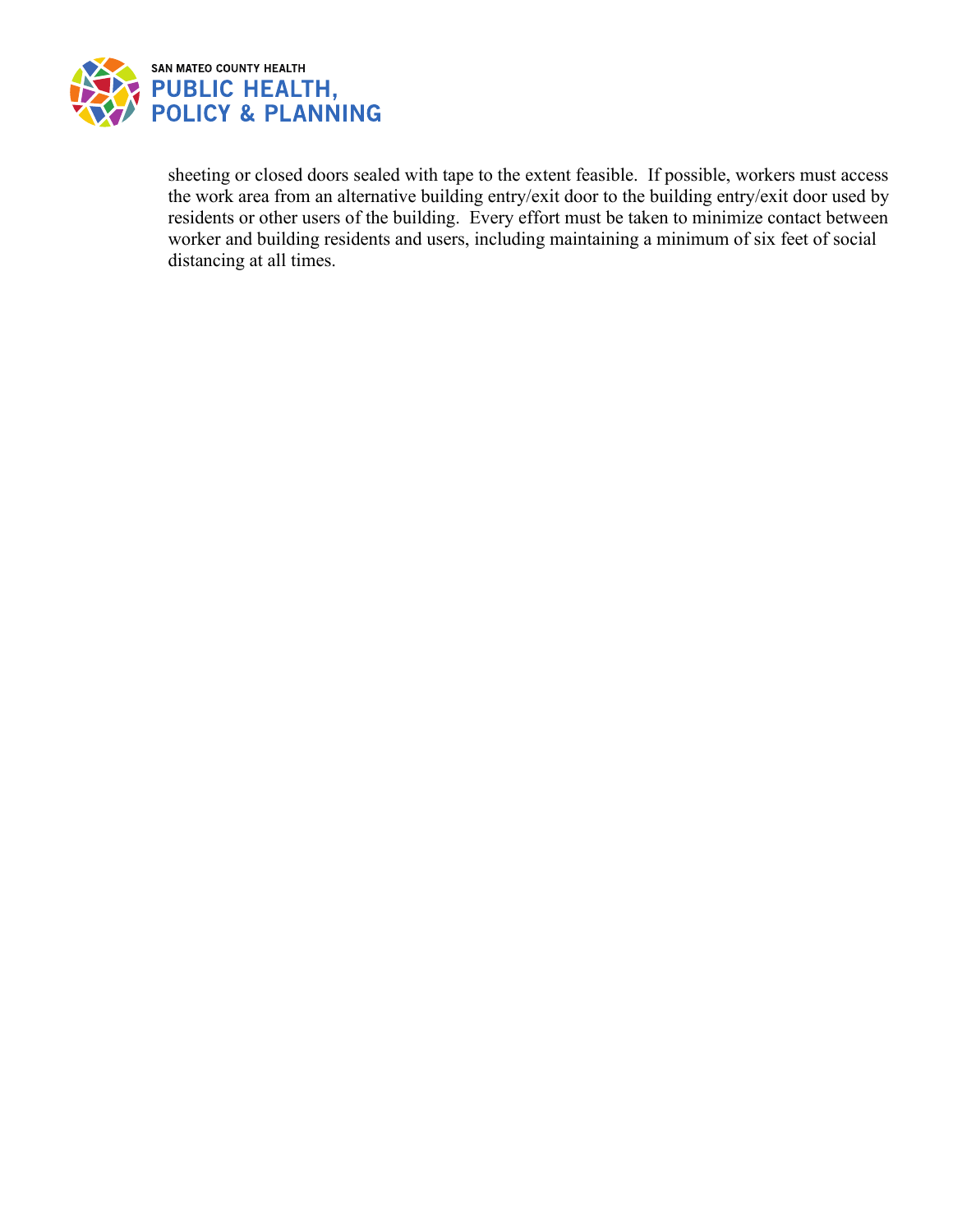sheeting or closed doors sealed with tape to the extent feasible. If possible, workers must access the work area from an alternative building entry/exit door to the building entry/exit door used by residents or other users of the building. Every effort must be taken to minimize contact between worker and building residents and users, including maintaining a minimum of six feet of social distancing at all times.